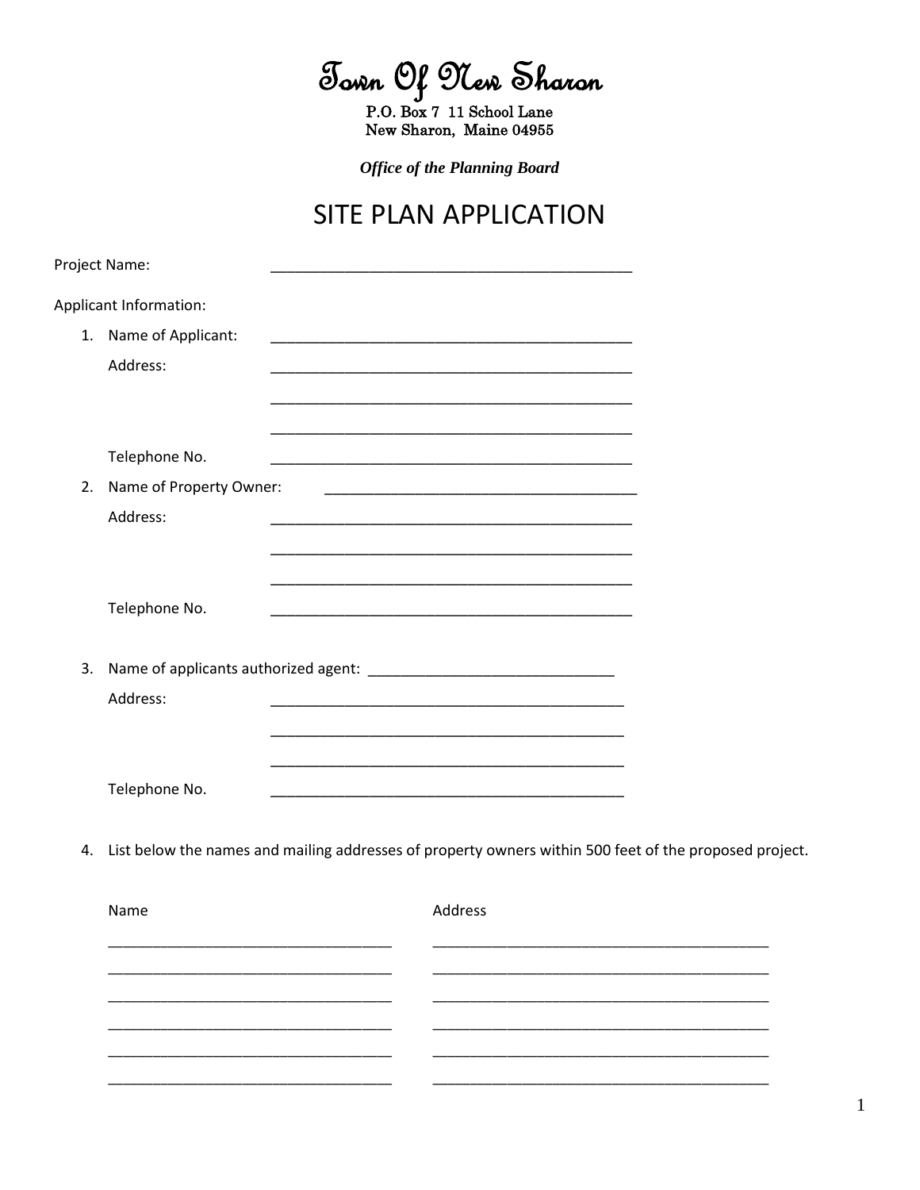# Town Of New Sharon

P.O. Box 7 11 School Lane
New Sharon, Maine 04955

***Office of the Planning Board***

## SITE PLAN APPLICATION

Project Name: _____________________________________________

Applicant Information:

1. Name of Applicant: _____________________________________________

   Address: _____________________________________________

   _____________________________________________

   _____________________________________________

   Telephone No. _____________________________________________

2. Name of Property Owner: _______________________________________

   Address: _____________________________________________

   _____________________________________________

   _____________________________________________

   Telephone No. _____________________________________________

3. Name of applicants authorized agent: ______________________________

   Address: ____________________________________________

   ____________________________________________

   ____________________________________________

   Telephone No. ____________________________________________

4. List below the names and mailing addresses of property owners within 500 feet of the proposed project.

| Name | Address |
| --- | --- |
| ___________________________________ | __________________________________________ |
| ___________________________________ | __________________________________________ |
| ___________________________________ | __________________________________________ |
| ___________________________________ | __________________________________________ |
| ___________________________________ | __________________________________________ |
| ___________________________________ | __________________________________________ |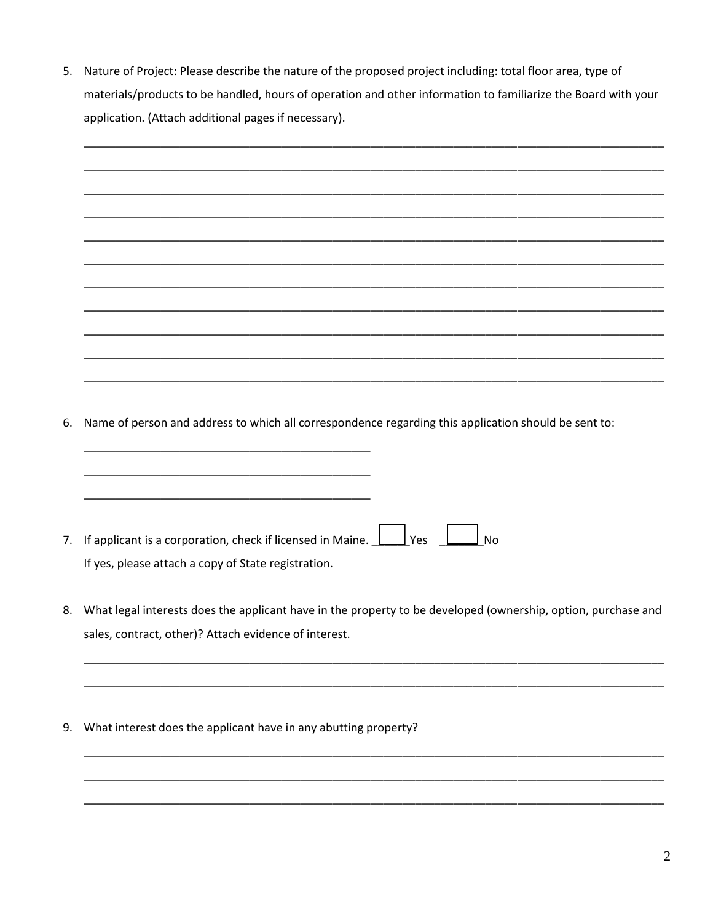5. Nature of Project: Please describe the nature of the proposed project including: total floor area, type of materials/products to be handled, hours of operation and other information to familiarize the Board with your application. (Attach additional pages if necessary).

_______________________________________________________________________________________________

_______________________________________________________________________________________________

_______________________________________________________________________________________________

_______________________________________________________________________________________________

_______________________________________________________________________________________________

_______________________________________________________________________________________________

_______________________________________________________________________________________________

_______________________________________________________________________________________________

_______________________________________________________________________________________________

_______________________________________________________________________________________________

_______________________________________________________________________________________________

6. Name of person and address to which all correspondence regarding this application should be sent to:

   _______________________________________________

   _______________________________________________

   _______________________________________________

7. If applicant is a corporation, check if licensed in Maine. ☐ Yes ☐ No
   If yes, please attach a copy of State registration.

8. What legal interests does the applicant have in the property to be developed (ownership, option, purchase and sales, contract, other)? Attach evidence of interest.

_______________________________________________________________________________________________

_______________________________________________________________________________________________

9. What interest does the applicant have in any abutting property?

_______________________________________________________________________________________________

_______________________________________________________________________________________________

_______________________________________________________________________________________________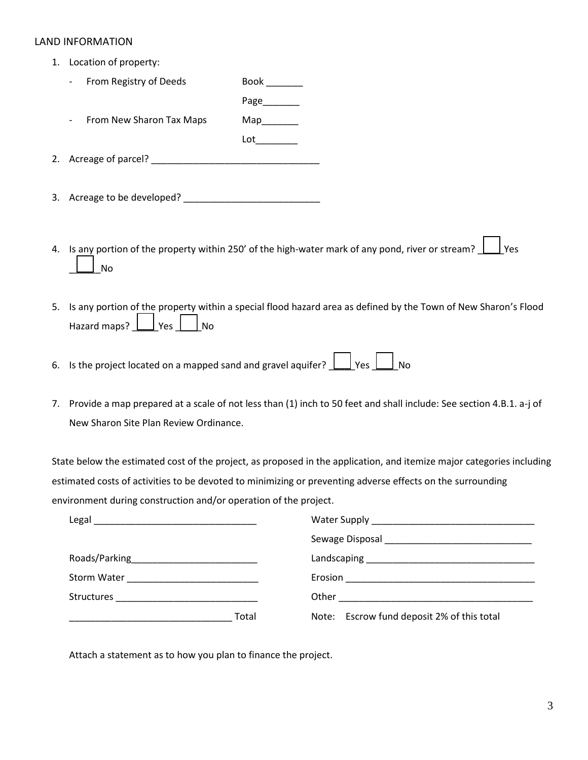## LAND INFORMATION

1. Location of property:
   - From Registry of Deeds     Book _______
                                 Page_______
   - From New Sharon Tax Maps     Map_______
                                 Lot________
2. Acreage of parcel? ________________________________
3. Acreage to be developed? _________________________
4. Is any portion of the property within 250' of the high-water mark of any pond, river or stream? ☐ Yes ☐ No
5. Is any portion of the property within a special flood hazard area as defined by the Town of New Sharon's Flood Hazard maps? ☐ Yes ☐ No
6. Is the project located on a mapped sand and gravel aquifer? ☐ Yes ☐ No
7. Provide a map prepared at a scale of not less than (1) inch to 50 feet and shall include: See section 4.B.1. a-j of New Sharon Site Plan Review Ordinance.

State below the estimated cost of the project, as proposed in the application, and itemize major categories including estimated costs of activities to be devoted to minimizing or preventing adverse effects on the surrounding environment during construction and/or operation of the project.

Legal _______________________________

Roads/Parking________________________

Storm Water _________________________

Structures ___________________________

_______________________________ Total

Water Supply _______________________________

Sewage Disposal ____________________________

Landscaping ________________________________

Erosion ____________________________________

Other ______________________________________

Note: Escrow fund deposit 2% of this total

Attach a statement as to how you plan to finance the project.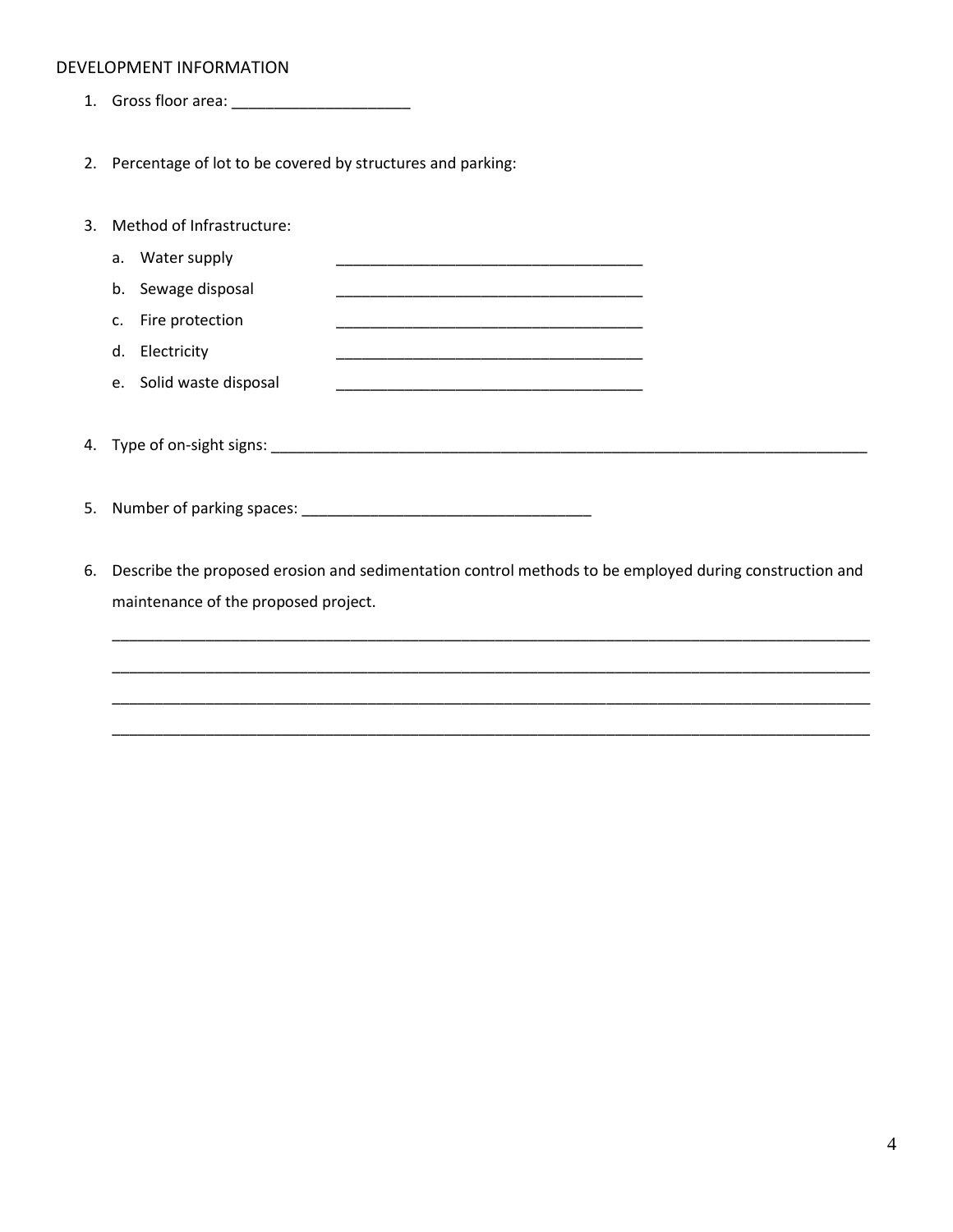DEVELOPMENT INFORMATION

1. Gross floor area: ____________________

2. Percentage of lot to be covered by structures and parking:

3. Method of Infrastructure:
   a. Water supply ___________________________________
   b. Sewage disposal ___________________________________
   c. Fire protection ___________________________________
   d. Electricity ___________________________________
   e. Solid waste disposal ___________________________________

4. Type of on-sight signs: ____________________________________________________________________

5. Number of parking spaces: ________________________________

6. Describe the proposed erosion and sedimentation control methods to be employed during construction and maintenance of the proposed project.

   ________________________________________________________________________________________

   ________________________________________________________________________________________

   ________________________________________________________________________________________

   ________________________________________________________________________________________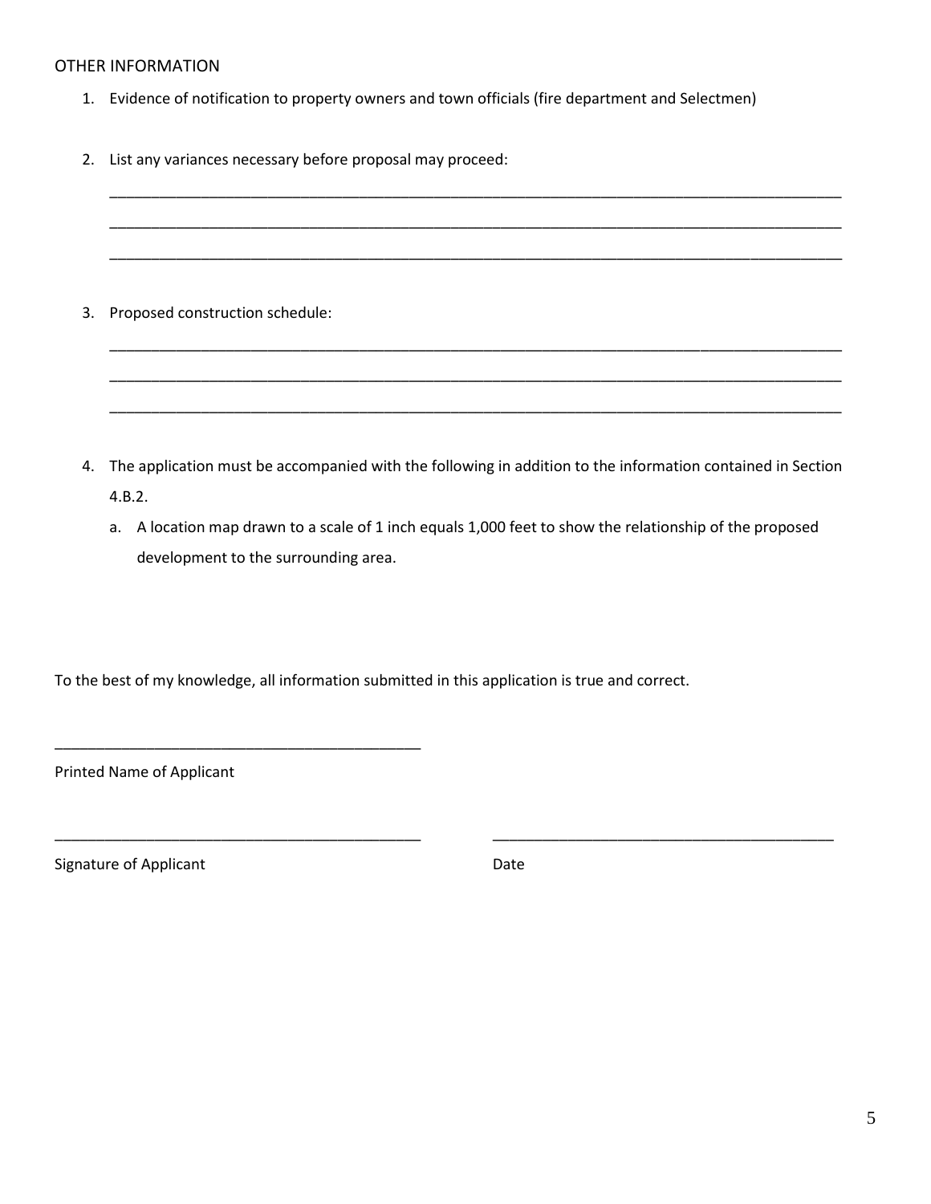OTHER INFORMATION

1. Evidence of notification to property owners and town officials (fire department and Selectmen)

2. List any variances necessary before proposal may proceed:

   ______________________________________________________________________________________

   ______________________________________________________________________________________

   ______________________________________________________________________________________

3. Proposed construction schedule:

   ______________________________________________________________________________________

   ______________________________________________________________________________________

   ______________________________________________________________________________________

4. The application must be accompanied with the following in addition to the information contained in Section 4.B.2.

   a. A location map drawn to a scale of 1 inch equals 1,000 feet to show the relationship of the proposed development to the surrounding area.

To the best of my knowledge, all information submitted in this application is true and correct.

___________________________________________

Printed Name of Applicant

___________________________________________ ___________________________________________

Signature of Applicant Date